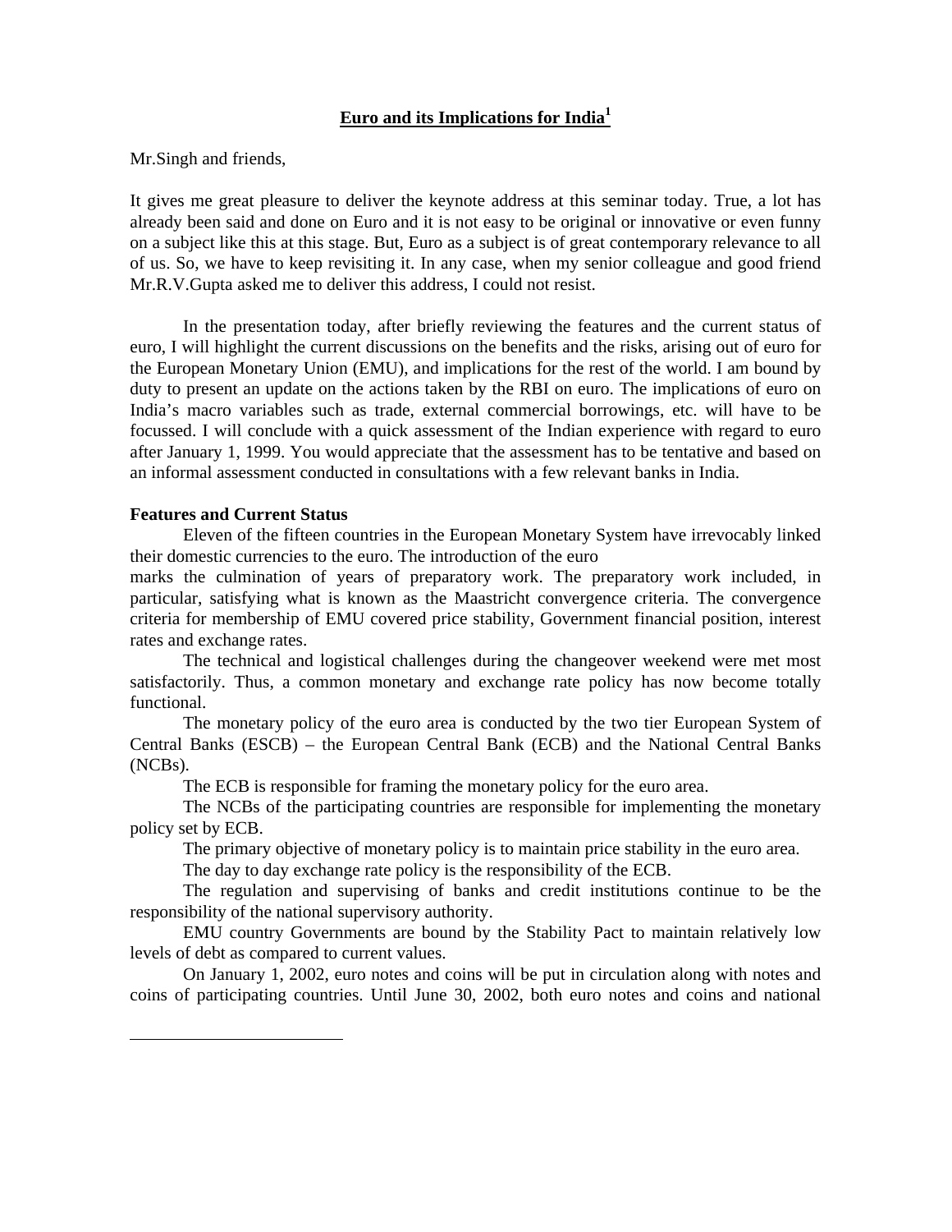# Euro and its Implications for India[1]

Mr.Singh and friends,

It gives me great pleasure to deliver the keynote address at this seminar today. True, a lot has already been said and done on Euro and it is not easy to be original or innovative or even funny on a subject like this at this stage. But, Euro as a subject is of great contemporary relevance to all of us. So, we have to keep revisiting it. In any case, when my senior colleague and good friend Mr.R.V.Gupta asked me to deliver this address, I could not resist.

In the presentation today, after briefly reviewing the features and the current status of euro, I will highlight the current discussions on the benefits and the risks, arising out of euro for the European Monetary Union (EMU), and implications for the rest of the world. I am bound by duty to present an update on the actions taken by the RBI on euro. The implications of euro on India's macro variables such as trade, external commercial borrowings, etc. will have to be focussed. I will conclude with a quick assessment of the Indian experience with regard to euro after January 1, 1999. You would appreciate that the assessment has to be tentative and based on an informal assessment conducted in consultations with a few relevant banks in India.

**Features and Current Status**

Eleven of the fifteen countries in the European Monetary System have irrevocably linked their domestic currencies to the euro. The introduction of the euro marks the culmination of years of preparatory work. The preparatory work included, in particular, satisfying what is known as the Maastricht convergence criteria. The convergence criteria for membership of EMU covered price stability, Government financial position, interest rates and exchange rates.

The technical and logistical challenges during the changeover weekend were met most satisfactorily. Thus, a common monetary and exchange rate policy has now become totally functional.

The monetary policy of the euro area is conducted by the two tier European System of Central Banks (ESCB) – the European Central Bank (ECB) and the National Central Banks (NCBs).

The ECB is responsible for framing the monetary policy for the euro area.

The NCBs of the participating countries are responsible for implementing the monetary policy set by ECB.

The primary objective of monetary policy is to maintain price stability in the euro area.

The day to day exchange rate policy is the responsibility of the ECB.

The regulation and supervising of banks and credit institutions continue to be the responsibility of the national supervisory authority.

EMU country Governments are bound by the Stability Pact to maintain relatively low levels of debt as compared to current values.

On January 1, 2002, euro notes and coins will be put in circulation along with notes and coins of participating countries. Until June 30, 2002, both euro notes and coins and national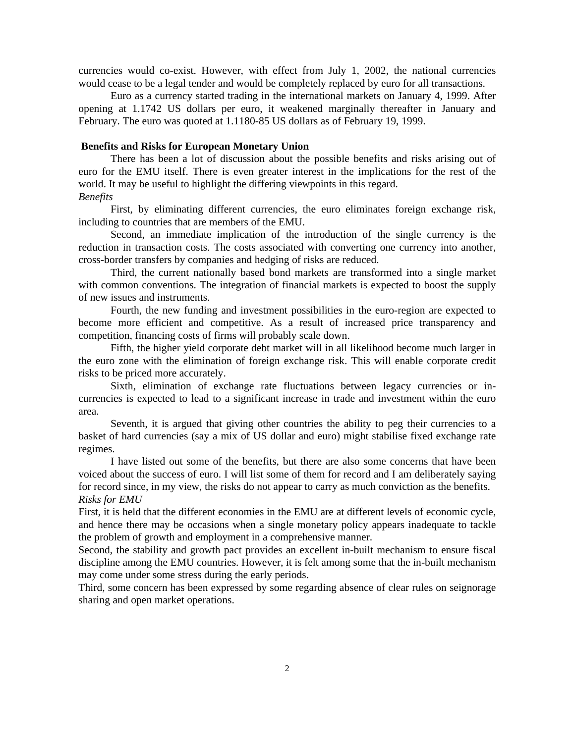currencies would co-exist. However, with effect from July 1, 2002, the national currencies would cease to be a legal tender and would be completely replaced by euro for all transactions.

Euro as a currency started trading in the international markets on January 4, 1999. After opening at 1.1742 US dollars per euro, it weakened marginally thereafter in January and February. The euro was quoted at 1.1180-85 US dollars as of February 19, 1999.

## Benefits and Risks for European Monetary Union

There has been a lot of discussion about the possible benefits and risks arising out of euro for the EMU itself. There is even greater interest in the implications for the rest of the world. It may be useful to highlight the differing viewpoints in this regard.

*Benefits*

First, by eliminating different currencies, the euro eliminates foreign exchange risk, including to countries that are members of the EMU.

Second, an immediate implication of the introduction of the single currency is the reduction in transaction costs. The costs associated with converting one currency into another, cross-border transfers by companies and hedging of risks are reduced.

Third, the current nationally based bond markets are transformed into a single market with common conventions. The integration of financial markets is expected to boost the supply of new issues and instruments.

Fourth, the new funding and investment possibilities in the euro-region are expected to become more efficient and competitive. As a result of increased price transparency and competition, financing costs of firms will probably scale down.

Fifth, the higher yield corporate debt market will in all likelihood become much larger in the euro zone with the elimination of foreign exchange risk. This will enable corporate credit risks to be priced more accurately.

Sixth, elimination of exchange rate fluctuations between legacy currencies or in-currencies is expected to lead to a significant increase in trade and investment within the euro area.

Seventh, it is argued that giving other countries the ability to peg their currencies to a basket of hard currencies (say a mix of US dollar and euro) might stabilise fixed exchange rate regimes.

I have listed out some of the benefits, but there are also some concerns that have been voiced about the success of euro. I will list some of them for record and I am deliberately saying for record since, in my view, the risks do not appear to carry as much conviction as the benefits.

*Risks for EMU*

First, it is held that the different economies in the EMU are at different levels of economic cycle, and hence there may be occasions when a single monetary policy appears inadequate to tackle the problem of growth and employment in a comprehensive manner.

Second, the stability and growth pact provides an excellent in-built mechanism to ensure fiscal discipline among the EMU countries. However, it is felt among some that the in-built mechanism may come under some stress during the early periods.

Third, some concern has been expressed by some regarding absence of clear rules on seignorage sharing and open market operations.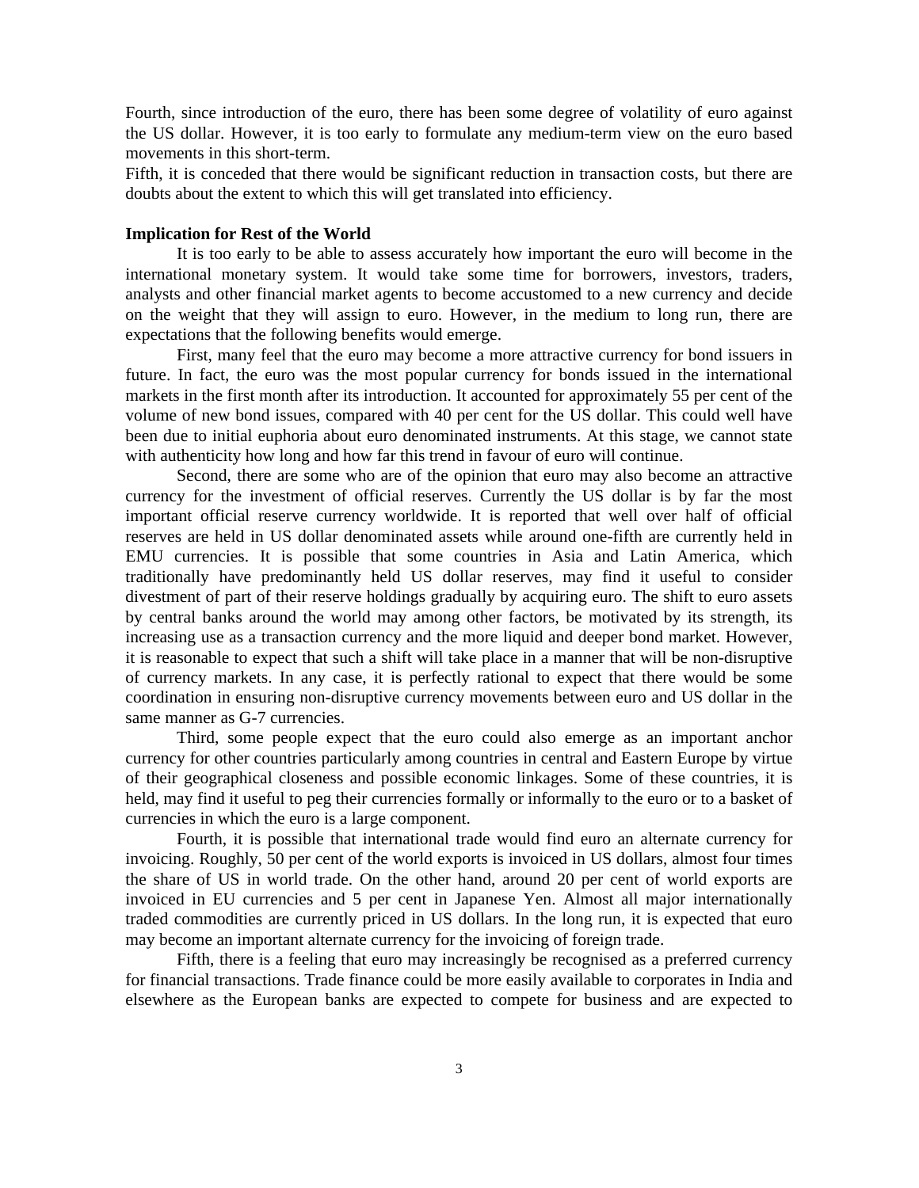Fourth, since introduction of the euro, there has been some degree of volatility of euro against the US dollar. However, it is too early to formulate any medium-term view on the euro based movements in this short-term.

Fifth, it is conceded that there would be significant reduction in transaction costs, but there are doubts about the extent to which this will get translated into efficiency.

**Implication for Rest of the World**

It is too early to be able to assess accurately how important the euro will become in the international monetary system. It would take some time for borrowers, investors, traders, analysts and other financial market agents to become accustomed to a new currency and decide on the weight that they will assign to euro. However, in the medium to long run, there are expectations that the following benefits would emerge.

First, many feel that the euro may become a more attractive currency for bond issuers in future. In fact, the euro was the most popular currency for bonds issued in the international markets in the first month after its introduction. It accounted for approximately 55 per cent of the volume of new bond issues, compared with 40 per cent for the US dollar. This could well have been due to initial euphoria about euro denominated instruments. At this stage, we cannot state with authenticity how long and how far this trend in favour of euro will continue.

Second, there are some who are of the opinion that euro may also become an attractive currency for the investment of official reserves. Currently the US dollar is by far the most important official reserve currency worldwide. It is reported that well over half of official reserves are held in US dollar denominated assets while around one-fifth are currently held in EMU currencies. It is possible that some countries in Asia and Latin America, which traditionally have predominantly held US dollar reserves, may find it useful to consider divestment of part of their reserve holdings gradually by acquiring euro. The shift to euro assets by central banks around the world may among other factors, be motivated by its strength, its increasing use as a transaction currency and the more liquid and deeper bond market. However, it is reasonable to expect that such a shift will take place in a manner that will be non-disruptive of currency markets. In any case, it is perfectly rational to expect that there would be some coordination in ensuring non-disruptive currency movements between euro and US dollar in the same manner as G-7 currencies.

Third, some people expect that the euro could also emerge as an important anchor currency for other countries particularly among countries in central and Eastern Europe by virtue of their geographical closeness and possible economic linkages. Some of these countries, it is held, may find it useful to peg their currencies formally or informally to the euro or to a basket of currencies in which the euro is a large component.

Fourth, it is possible that international trade would find euro an alternate currency for invoicing. Roughly, 50 per cent of the world exports is invoiced in US dollars, almost four times the share of US in world trade. On the other hand, around 20 per cent of world exports are invoiced in EU currencies and 5 per cent in Japanese Yen. Almost all major internationally traded commodities are currently priced in US dollars. In the long run, it is expected that euro may become an important alternate currency for the invoicing of foreign trade.

Fifth, there is a feeling that euro may increasingly be recognised as a preferred currency for financial transactions. Trade finance could be more easily available to corporates in India and elsewhere as the European banks are expected to compete for business and are expected to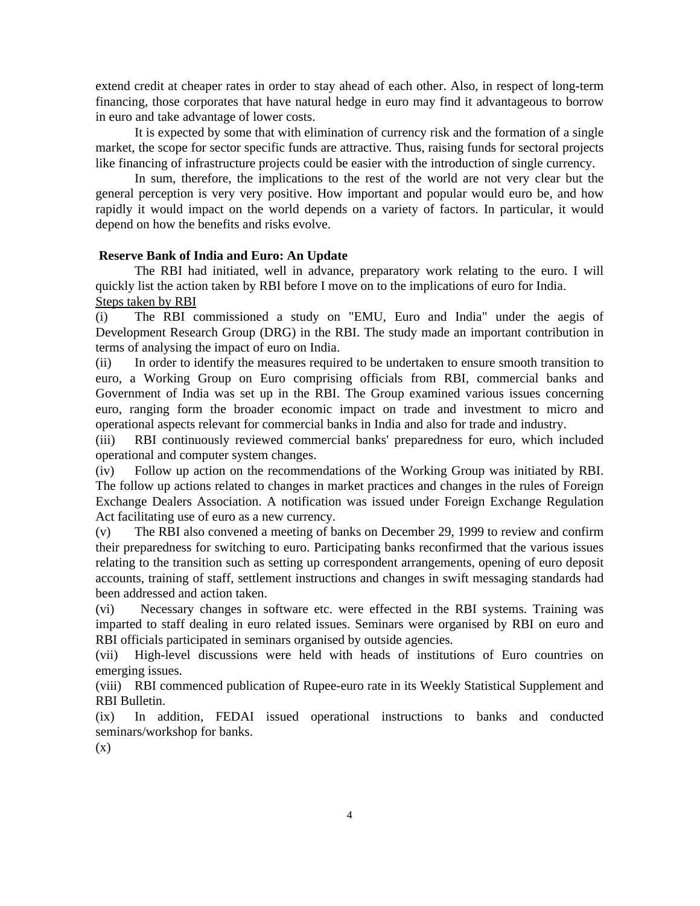extend credit at cheaper rates in order to stay ahead of each other. Also, in respect of long-term financing, those corporates that have natural hedge in euro may find it advantageous to borrow in euro and take advantage of lower costs.

It is expected by some that with elimination of currency risk and the formation of a single market, the scope for sector specific funds are attractive. Thus, raising funds for sectoral projects like financing of infrastructure projects could be easier with the introduction of single currency.

In sum, therefore, the implications to the rest of the world are not very clear but the general perception is very very positive. How important and popular would euro be, and how rapidly it would impact on the world depends on a variety of factors. In particular, it would depend on how the benefits and risks evolve.

**Reserve Bank of India and Euro: An Update**

The RBI had initiated, well in advance, preparatory work relating to the euro. I will quickly list the action taken by RBI before I move on to the implications of euro for India.

Steps taken by RBI

(i) The RBI commissioned a study on "EMU, Euro and India" under the aegis of Development Research Group (DRG) in the RBI. The study made an important contribution in terms of analysing the impact of euro on India.

(ii) In order to identify the measures required to be undertaken to ensure smooth transition to euro, a Working Group on Euro comprising officials from RBI, commercial banks and Government of India was set up in the RBI. The Group examined various issues concerning euro, ranging form the broader economic impact on trade and investment to micro and operational aspects relevant for commercial banks in India and also for trade and industry.

(iii) RBI continuously reviewed commercial banks' preparedness for euro, which included operational and computer system changes.

(iv) Follow up action on the recommendations of the Working Group was initiated by RBI. The follow up actions related to changes in market practices and changes in the rules of Foreign Exchange Dealers Association. A notification was issued under Foreign Exchange Regulation Act facilitating use of euro as a new currency.

(v) The RBI also convened a meeting of banks on December 29, 1999 to review and confirm their preparedness for switching to euro. Participating banks reconfirmed that the various issues relating to the transition such as setting up correspondent arrangements, opening of euro deposit accounts, training of staff, settlement instructions and changes in swift messaging standards had been addressed and action taken.

(vi) Necessary changes in software etc. were effected in the RBI systems. Training was imparted to staff dealing in euro related issues. Seminars were organised by RBI on euro and RBI officials participated in seminars organised by outside agencies.

(vii) High-level discussions were held with heads of institutions of Euro countries on emerging issues.

(viii) RBI commenced publication of Rupee-euro rate in its Weekly Statistical Supplement and RBI Bulletin.

(ix) In addition, FEDAI issued operational instructions to banks and conducted seminars/workshop for banks.

(x)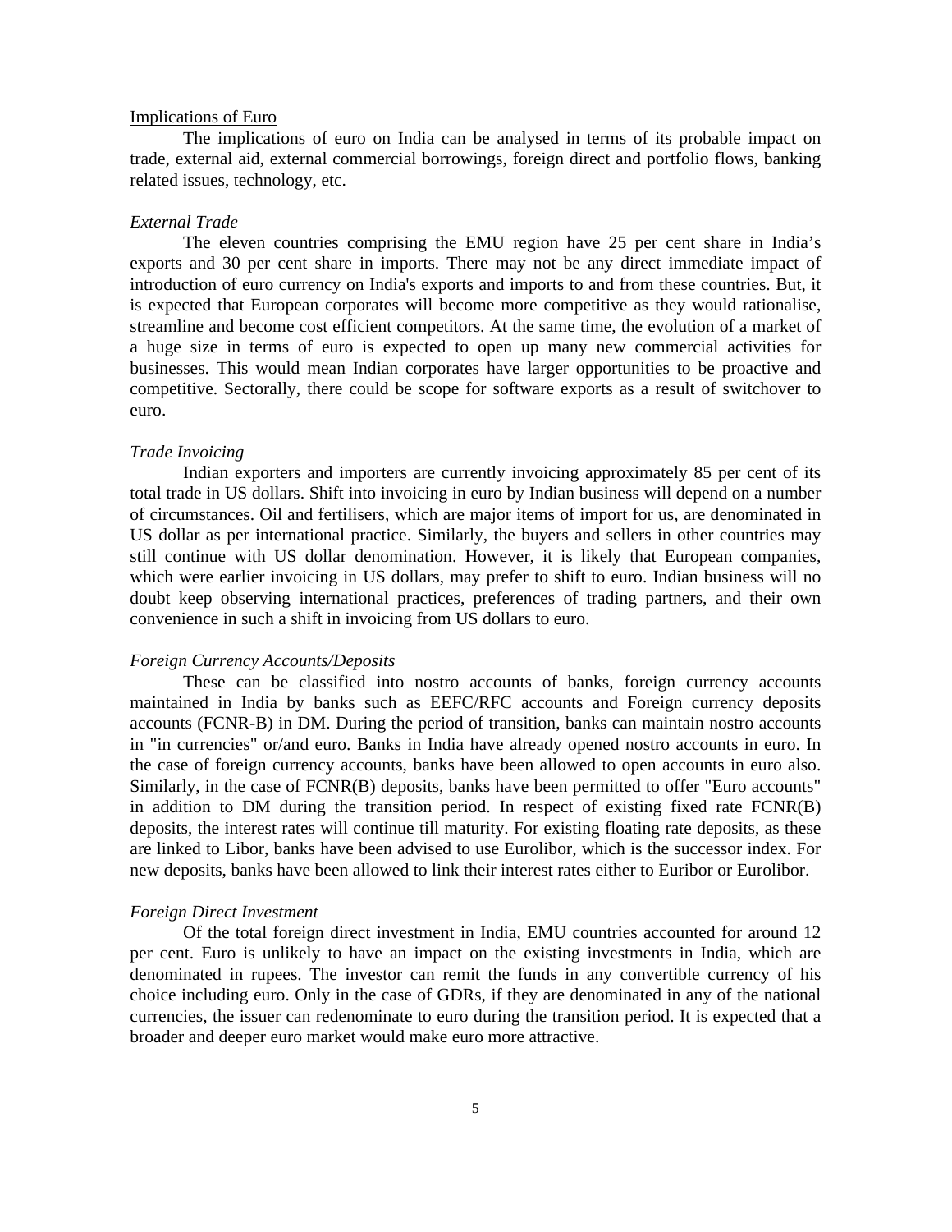## Implications of Euro

The implications of euro on India can be analysed in terms of its probable impact on trade, external aid, external commercial borrowings, foreign direct and portfolio flows, banking related issues, technology, etc.

### *External Trade*

The eleven countries comprising the EMU region have 25 per cent share in India's exports and 30 per cent share in imports. There may not be any direct immediate impact of introduction of euro currency on India's exports and imports to and from these countries. But, it is expected that European corporates will become more competitive as they would rationalise, streamline and become cost efficient competitors. At the same time, the evolution of a market of a huge size in terms of euro is expected to open up many new commercial activities for businesses. This would mean Indian corporates have larger opportunities to be proactive and competitive. Sectorally, there could be scope for software exports as a result of switchover to euro.

### *Trade Invoicing*

Indian exporters and importers are currently invoicing approximately 85 per cent of its total trade in US dollars. Shift into invoicing in euro by Indian business will depend on a number of circumstances. Oil and fertilisers, which are major items of import for us, are denominated in US dollar as per international practice. Similarly, the buyers and sellers in other countries may still continue with US dollar denomination. However, it is likely that European companies, which were earlier invoicing in US dollars, may prefer to shift to euro. Indian business will no doubt keep observing international practices, preferences of trading partners, and their own convenience in such a shift in invoicing from US dollars to euro.

### *Foreign Currency Accounts/Deposits*

These can be classified into nostro accounts of banks, foreign currency accounts maintained in India by banks such as EEFC/RFC accounts and Foreign currency deposits accounts (FCNR-B) in DM. During the period of transition, banks can maintain nostro accounts in "in currencies" or/and euro. Banks in India have already opened nostro accounts in euro. In the case of foreign currency accounts, banks have been allowed to open accounts in euro also. Similarly, in the case of FCNR(B) deposits, banks have been permitted to offer "Euro accounts" in addition to DM during the transition period. In respect of existing fixed rate FCNR(B) deposits, the interest rates will continue till maturity. For existing floating rate deposits, as these are linked to Libor, banks have been advised to use Eurolibor, which is the successor index. For new deposits, banks have been allowed to link their interest rates either to Euribor or Eurolibor.

### *Foreign Direct Investment*

Of the total foreign direct investment in India, EMU countries accounted for around 12 per cent. Euro is unlikely to have an impact on the existing investments in India, which are denominated in rupees. The investor can remit the funds in any convertible currency of his choice including euro. Only in the case of GDRs, if they are denominated in any of the national currencies, the issuer can redenominate to euro during the transition period. It is expected that a broader and deeper euro market would make euro more attractive.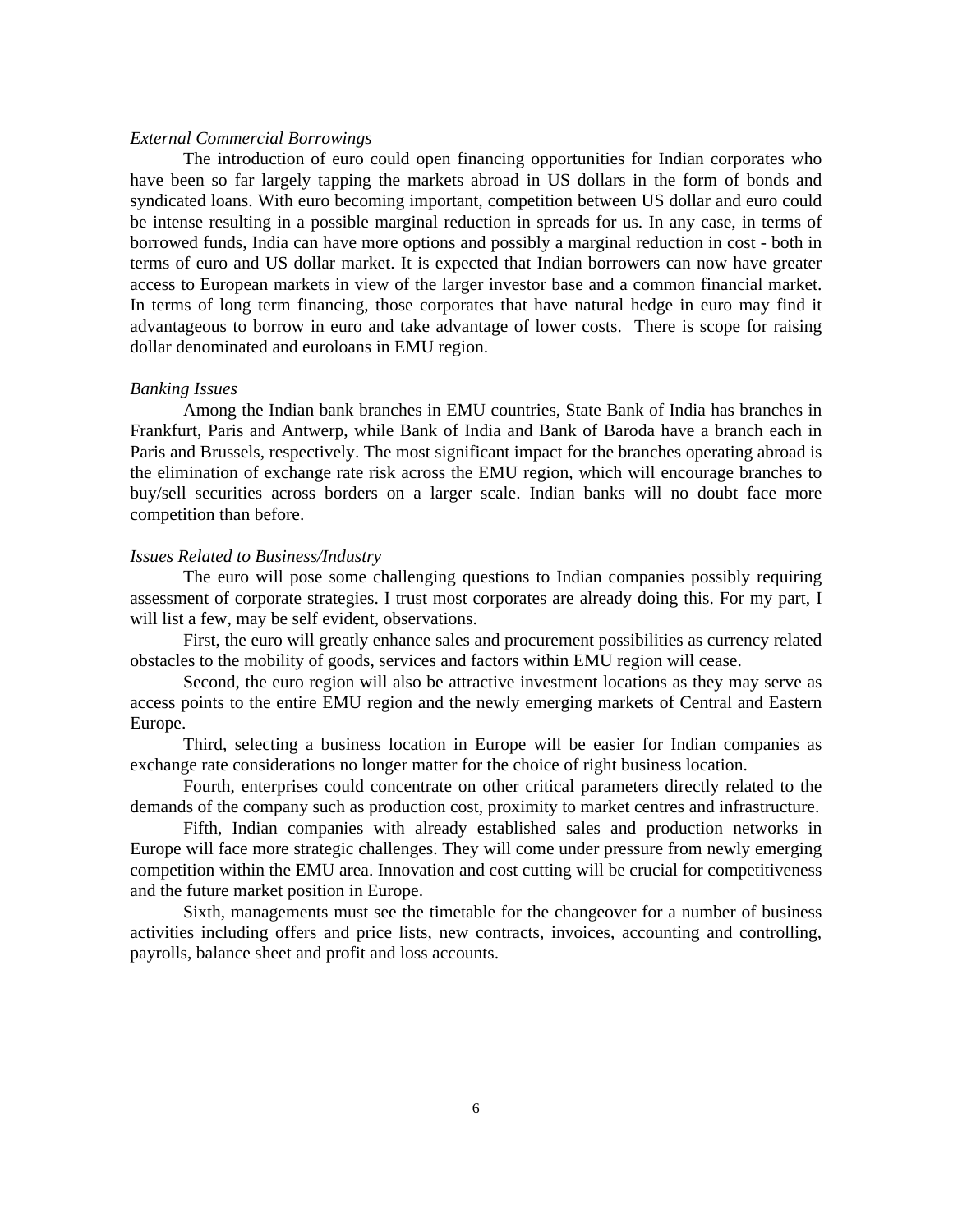*External Commercial Borrowings*

The introduction of euro could open financing opportunities for Indian corporates who have been so far largely tapping the markets abroad in US dollars in the form of bonds and syndicated loans. With euro becoming important, competition between US dollar and euro could be intense resulting in a possible marginal reduction in spreads for us. In any case, in terms of borrowed funds, India can have more options and possibly a marginal reduction in cost - both in terms of euro and US dollar market. It is expected that Indian borrowers can now have greater access to European markets in view of the larger investor base and a common financial market. In terms of long term financing, those corporates that have natural hedge in euro may find it advantageous to borrow in euro and take advantage of lower costs. There is scope for raising dollar denominated and euroloans in EMU region.

*Banking Issues*

Among the Indian bank branches in EMU countries, State Bank of India has branches in Frankfurt, Paris and Antwerp, while Bank of India and Bank of Baroda have a branch each in Paris and Brussels, respectively. The most significant impact for the branches operating abroad is the elimination of exchange rate risk across the EMU region, which will encourage branches to buy/sell securities across borders on a larger scale. Indian banks will no doubt face more competition than before.

*Issues Related to Business/Industry*

The euro will pose some challenging questions to Indian companies possibly requiring assessment of corporate strategies. I trust most corporates are already doing this. For my part, I will list a few, may be self evident, observations.

First, the euro will greatly enhance sales and procurement possibilities as currency related obstacles to the mobility of goods, services and factors within EMU region will cease.

Second, the euro region will also be attractive investment locations as they may serve as access points to the entire EMU region and the newly emerging markets of Central and Eastern Europe.

Third, selecting a business location in Europe will be easier for Indian companies as exchange rate considerations no longer matter for the choice of right business location.

Fourth, enterprises could concentrate on other critical parameters directly related to the demands of the company such as production cost, proximity to market centres and infrastructure.

Fifth, Indian companies with already established sales and production networks in Europe will face more strategic challenges. They will come under pressure from newly emerging competition within the EMU area. Innovation and cost cutting will be crucial for competitiveness and the future market position in Europe.

Sixth, managements must see the timetable for the changeover for a number of business activities including offers and price lists, new contracts, invoices, accounting and controlling, payrolls, balance sheet and profit and loss accounts.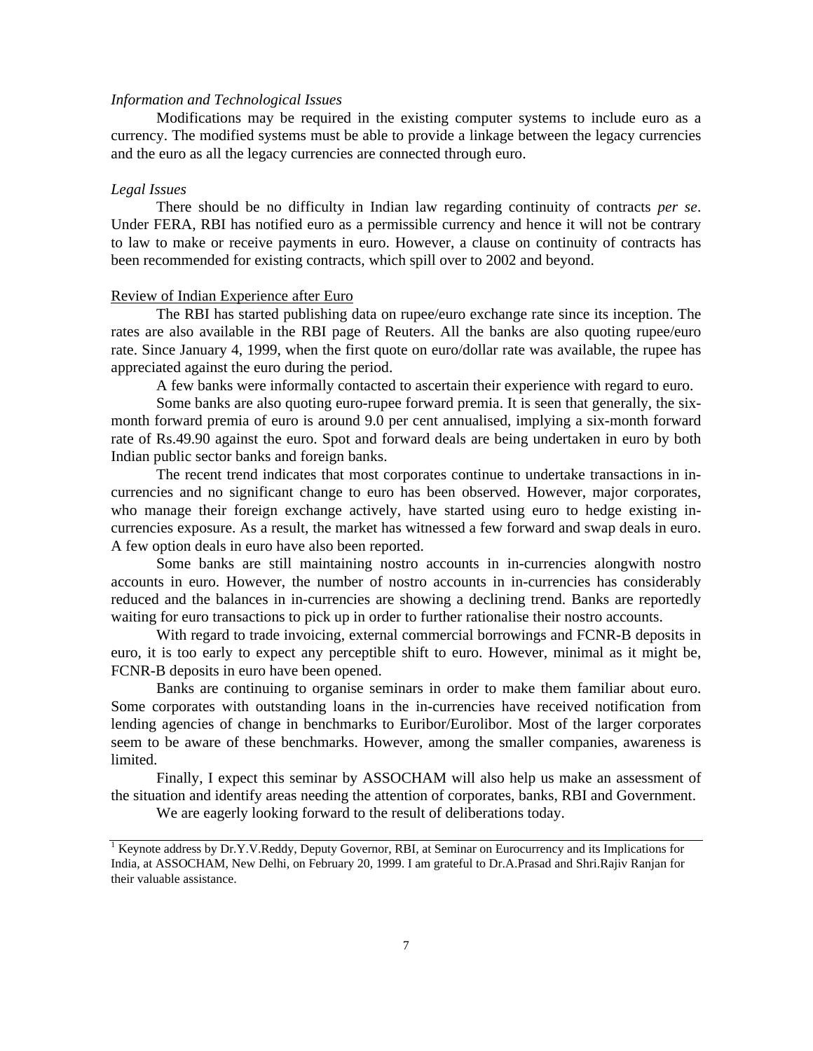*Information and Technological Issues*

Modifications may be required in the existing computer systems to include euro as a currency. The modified systems must be able to provide a linkage between the legacy currencies and the euro as all the legacy currencies are connected through euro.

*Legal Issues*

There should be no difficulty in Indian law regarding continuity of contracts *per se*. Under FERA, RBI has notified euro as a permissible currency and hence it will not be contrary to law to make or receive payments in euro. However, a clause on continuity of contracts has been recommended for existing contracts, which spill over to 2002 and beyond.

<u>Review of Indian Experience after Euro</u>

The RBI has started publishing data on rupee/euro exchange rate since its inception. The rates are also available in the RBI page of Reuters. All the banks are also quoting rupee/euro rate. Since January 4, 1999, when the first quote on euro/dollar rate was available, the rupee has appreciated against the euro during the period.

A few banks were informally contacted to ascertain their experience with regard to euro.

Some banks are also quoting euro-rupee forward premia. It is seen that generally, the six-month forward premia of euro is around 9.0 per cent annualised, implying a six-month forward rate of Rs.49.90 against the euro. Spot and forward deals are being undertaken in euro by both Indian public sector banks and foreign banks.

The recent trend indicates that most corporates continue to undertake transactions in in-currencies and no significant change to euro has been observed. However, major corporates, who manage their foreign exchange actively, have started using euro to hedge existing in-currencies exposure. As a result, the market has witnessed a few forward and swap deals in euro. A few option deals in euro have also been reported.

Some banks are still maintaining nostro accounts in in-currencies alongwith nostro accounts in euro. However, the number of nostro accounts in in-currencies has considerably reduced and the balances in in-currencies are showing a declining trend. Banks are reportedly waiting for euro transactions to pick up in order to further rationalise their nostro accounts.

With regard to trade invoicing, external commercial borrowings and FCNR-B deposits in euro, it is too early to expect any perceptible shift to euro. However, minimal as it might be, FCNR-B deposits in euro have been opened.

Banks are continuing to organise seminars in order to make them familiar about euro. Some corporates with outstanding loans in the in-currencies have received notification from lending agencies of change in benchmarks to Euribor/Eurolibor. Most of the larger corporates seem to be aware of these benchmarks. However, among the smaller companies, awareness is limited.

Finally, I expect this seminar by ASSOCHAM will also help us make an assessment of the situation and identify areas needing the attention of corporates, banks, RBI and Government.

We are eagerly looking forward to the result of deliberations today.

---

[1] Keynote address by Dr.Y.V.Reddy, Deputy Governor, RBI, at Seminar on Eurocurrency and its Implications for India, at ASSOCHAM, New Delhi, on February 20, 1999. I am grateful to Dr.A.Prasad and Shri.Rajiv Ranjan for their valuable assistance.